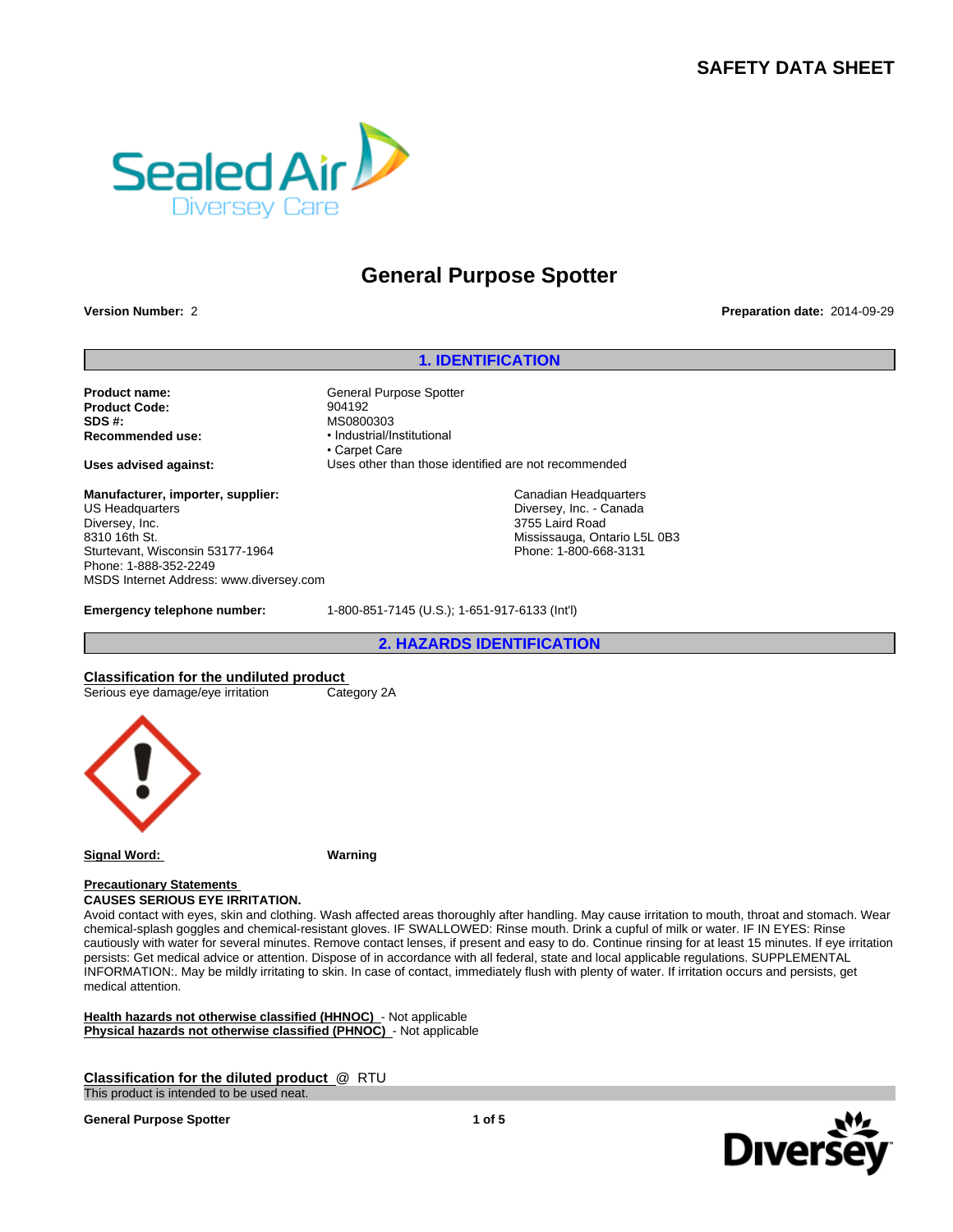# SAFETY DATA SHEET

# General Purpose Spotter

**Version Number:** 2

**Preparation date:** 2014-09-29

## 1. IDENTIFICATION

**Product name:** General Purpose Spotter
**Product Code:** 904192
**SDS #:** MS0800303
**Recommended use:**
- Industrial/Institutional
- Carpet Care

**Uses advised against:** Uses other than those identified are not recommended

**Manufacturer, importer, supplier:**
US Headquarters
Diversey, Inc.
8310 16th St.
Sturtevant, Wisconsin 53177-1964
Phone: 1-888-352-2249
MSDS Internet Address: www.diversey.com

Canadian Headquarters
Diversey, Inc. - Canada
3755 Laird Road
Mississauga, Ontario L5L 0B3
Phone: 1-800-668-3131

**Emergency telephone number:** 1-800-851-7145 (U.S.); 1-651-917-6133 (Int'l)

## 2. HAZARDS IDENTIFICATION

**Classification for the undiluted product**

Serious eye damage/eye irritation — Category 2A

**Signal Word:** **Warning**

**Precautionary Statements**

**CAUSES SERIOUS EYE IRRITATION.**

Avoid contact with eyes, skin and clothing. Wash affected areas thoroughly after handling. May cause irritation to mouth, throat and stomach. Wear chemical-splash goggles and chemical-resistant gloves. IF SWALLOWED: Rinse mouth. Drink a cupful of milk or water. IF IN EYES: Rinse cautiously with water for several minutes. Remove contact lenses, if present and easy to do. Continue rinsing for at least 15 minutes. If eye irritation persists: Get medical advice or attention. Dispose of in accordance with all federal, state and local applicable regulations. SUPPLEMENTAL INFORMATION:. May be mildly irritating to skin. In case of contact, immediately flush with plenty of water. If irritation occurs and persists, get medical attention.

**Health hazards not otherwise classified (HHNOC)** - Not applicable
**Physical hazards not otherwise classified (PHNOC)** - Not applicable

**Classification for the diluted product** @ RTU

This product is intended to be used neat.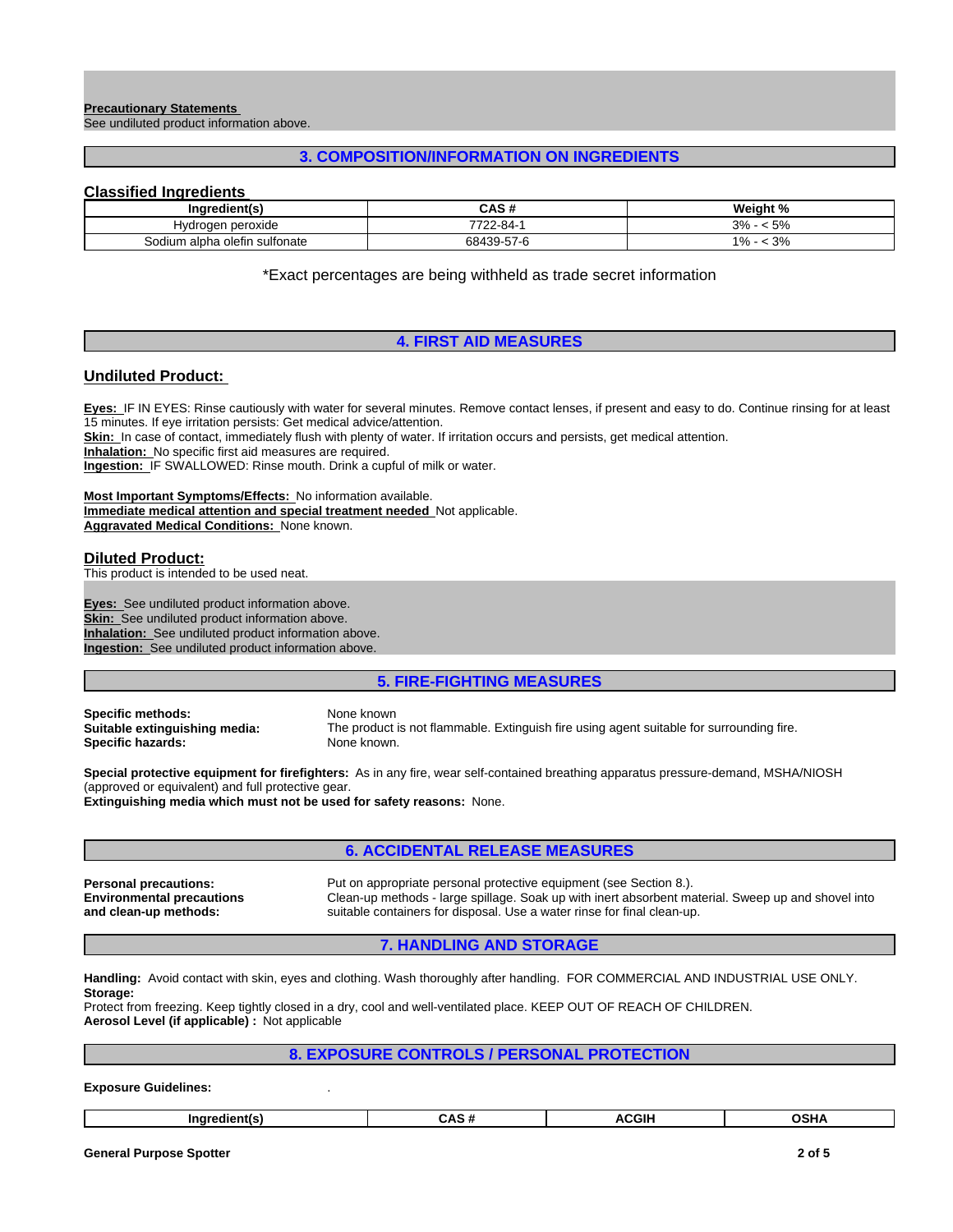**Precautionary Statements**
See undiluted product information above.

## 3. COMPOSITION/INFORMATION ON INGREDIENTS

### Classified Ingredients

| Ingredient(s) | CAS # | Weight % |
|---|---|---|
| Hydrogen peroxide | 7722-84-1 | 3% - < 5% |
| Sodium alpha olefin sulfonate | 68439-57-6 | 1% - < 3% |

*Exact percentages are being withheld as trade secret information

## 4. FIRST AID MEASURES

### Undiluted Product:

**Eyes:** IF IN EYES: Rinse cautiously with water for several minutes. Remove contact lenses, if present and easy to do. Continue rinsing for at least 15 minutes. If eye irritation persists: Get medical advice/attention.
**Skin:** In case of contact, immediately flush with plenty of water. If irritation occurs and persists, get medical attention.
**Inhalation:** No specific first aid measures are required.
**Ingestion:** IF SWALLOWED: Rinse mouth. Drink a cupful of milk or water.

**Most Important Symptoms/Effects:** No information available.
**Immediate medical attention and special treatment needed** Not applicable.
**Aggravated Medical Conditions:** None known.

### Diluted Product:

This product is intended to be used neat.

**Eyes:** See undiluted product information above.
**Skin:** See undiluted product information above.
**Inhalation:** See undiluted product information above.
**Ingestion:** See undiluted product information above.

## 5. FIRE-FIGHTING MEASURES

**Specific methods:** None known
**Suitable extinguishing media:** The product is not flammable. Extinguish fire using agent suitable for surrounding fire.
**Specific hazards:** None known.

**Special protective equipment for firefighters:** As in any fire, wear self-contained breathing apparatus pressure-demand, MSHA/NIOSH (approved or equivalent) and full protective gear.
**Extinguishing media which must not be used for safety reasons:** None.

## 6. ACCIDENTAL RELEASE MEASURES

**Personal precautions:** Put on appropriate personal protective equipment (see Section 8.).
**Environmental precautions and clean-up methods:** Clean-up methods - large spillage. Soak up with inert absorbent material. Sweep up and shovel into suitable containers for disposal. Use a water rinse for final clean-up.

## 7. HANDLING AND STORAGE

**Handling:** Avoid contact with skin, eyes and clothing. Wash thoroughly after handling. FOR COMMERCIAL AND INDUSTRIAL USE ONLY.
**Storage:**
Protect from freezing. Keep tightly closed in a dry, cool and well-ventilated place. KEEP OUT OF REACH OF CHILDREN.
**Aerosol Level (if applicable) :** Not applicable

## 8. EXPOSURE CONTROLS / PERSONAL PROTECTION

**Exposure Guidelines:** .

| Ingredient(s) | CAS # | ACGIH | OSHA |
|---|---|---|---|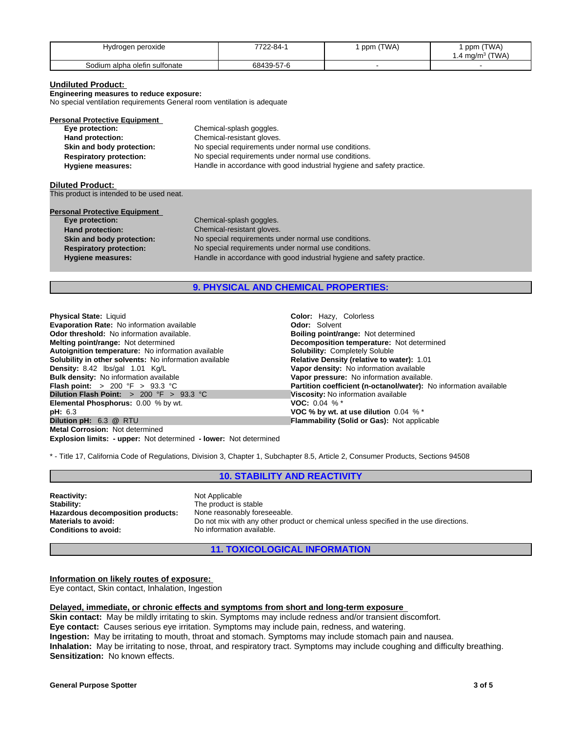| Hydrogen peroxide | 7722-84-1 | 1 ppm (TWA) | 1 ppm (TWA) 1.4 mg/m$^3$ (TWA) |
|---|---|---|---|
| Sodium alpha olefin sulfonate | 68439-57-6 | - | - |

**Undiluted Product:**

**Engineering measures to reduce exposure:**
No special ventilation requirements General room ventilation is adequate

**Personal Protective Equipment**

- **Eye protection:** Chemical-splash goggles.
- **Hand protection:** Chemical-resistant gloves.
- **Skin and body protection:** No special requirements under normal use conditions.
- **Respiratory protection:** No special requirements under normal use conditions.
- **Hygiene measures:** Handle in accordance with good industrial hygiene and safety practice.

**Diluted Product:**
This product is intended to be used neat.

**Personal Protective Equipment**

- **Eye protection:** Chemical-splash goggles.
- **Hand protection:** Chemical-resistant gloves.
- **Skin and body protection:** No special requirements under normal use conditions.
- **Respiratory protection:** No special requirements under normal use conditions.
- **Hygiene measures:** Handle in accordance with good industrial hygiene and safety practice.

## 9. PHYSICAL AND CHEMICAL PROPERTIES:

**Physical State:** Liquid
**Evaporation Rate:** No information available
**Odor threshold:** No information available.
**Melting point/range:** Not determined
**Autoignition temperature:** No information available
**Solubility in other solvents:** No information available
**Density:** 8.42 lbs/gal 1.01 Kg/L
**Bulk density:** No information available
**Flash point:** > 200 °F > 93.3 °C
**Dilution Flash Point:** > 200 °F > 93.3 °C
**Elemental Phosphorus:** 0.00 % by wt.
**pH:** 6.3
**Dilution pH:** 6.3 @ RTU
**Metal Corrosion:** Not determined
**Explosion limits:** **- upper:** Not determined **- lower:** Not determined

**Color:** Hazy, Colorless
**Odor:** Solvent
**Boiling point/range:** Not determined
**Decomposition temperature:** Not determined
**Solubility:** Completely Soluble
**Relative Density (relative to water):** 1.01
**Vapor density:** No information available
**Vapor pressure:** No information available.
**Partition coefficient (n-octanol/water):** No information available
**Viscosity:** No information available
**VOC:** 0.04 % *
**VOC % by wt. at use dilution** 0.04 % *
**Flammability (Solid or Gas):** Not applicable

* - Title 17, California Code of Regulations, Division 3, Chapter 1, Subchapter 8.5, Article 2, Consumer Products, Sections 94508

## 10. STABILITY AND REACTIVITY

**Reactivity:** Not Applicable
**Stability:** The product is stable
**Hazardous decomposition products:** None reasonably foreseeable.
**Materials to avoid:** Do not mix with any other product or chemical unless specified in the use directions.
**Conditions to avoid:** No information available.

## 11. TOXICOLOGICAL INFORMATION

**Information on likely routes of exposure:**
Eye contact, Skin contact, Inhalation, Ingestion

**Delayed, immediate, or chronic effects and symptoms from short and long-term exposure**
**Skin contact:** May be mildly irritating to skin. Symptoms may include redness and/or transient discomfort.
**Eye contact:** Causes serious eye irritation. Symptoms may include pain, redness, and watering.
**Ingestion:** May be irritating to mouth, throat and stomach. Symptoms may include stomach pain and nausea.
**Inhalation:** May be irritating to nose, throat, and respiratory tract. Symptoms may include coughing and difficulty breathing.
**Sensitization:** No known effects.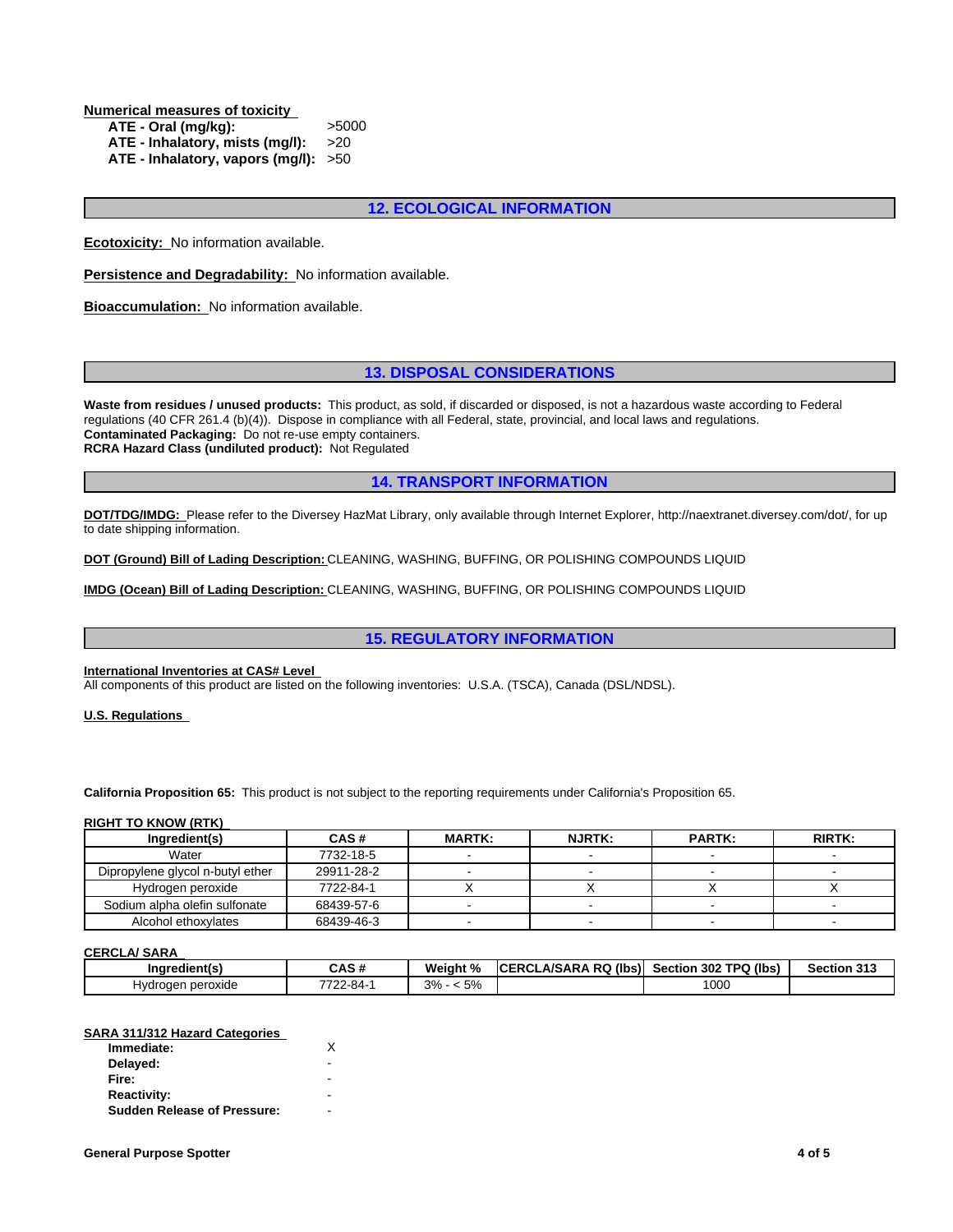**Numerical measures of toxicity**

**ATE - Oral (mg/kg):** >5000
**ATE - Inhalatory, mists (mg/l):** >20
**ATE - Inhalatory, vapors (mg/l):** >50

## 12. ECOLOGICAL INFORMATION

**Ecotoxicity:** No information available.

**Persistence and Degradability:** No information available.

**Bioaccumulation:** No information available.

## 13. DISPOSAL CONSIDERATIONS

**Waste from residues / unused products:** This product, as sold, if discarded or disposed, is not a hazardous waste according to Federal regulations (40 CFR 261.4 (b)(4)). Dispose in compliance with all Federal, state, provincial, and local laws and regulations.
**Contaminated Packaging:** Do not re-use empty containers.
**RCRA Hazard Class (undiluted product):** Not Regulated

## 14. TRANSPORT INFORMATION

**DOT/TDG/IMDG:** Please refer to the Diversey HazMat Library, only available through Internet Explorer, http://naextranet.diversey.com/dot/, for up to date shipping information.

**DOT (Ground) Bill of Lading Description:** CLEANING, WASHING, BUFFING, OR POLISHING COMPOUNDS LIQUID

**IMDG (Ocean) Bill of Lading Description:** CLEANING, WASHING, BUFFING, OR POLISHING COMPOUNDS LIQUID

## 15. REGULATORY INFORMATION

**International Inventories at CAS# Level**
All components of this product are listed on the following inventories: U.S.A. (TSCA), Canada (DSL/NDSL).

**U.S. Regulations**

**California Proposition 65:** This product is not subject to the reporting requirements under California's Proposition 65.

**RIGHT TO KNOW (RTK)**

| Ingredient(s) | CAS # | MARTK: | NJRTK: | PARTK: | RIRTK: |
|---|---|---|---|---|---|
| Water | 7732-18-5 | - | - | - | - |
| Dipropylene glycol n-butyl ether | 29911-28-2 | - | - | - | - |
| Hydrogen peroxide | 7722-84-1 | X | X | X | X |
| Sodium alpha olefin sulfonate | 68439-57-6 | - | - | - | - |
| Alcohol ethoxylates | 68439-46-3 | - | - | - | - |

**CERCLA/ SARA**

| Ingredient(s) | CAS # | Weight % | CERCLA/SARA RQ (lbs) | Section 302 TPQ (lbs) | Section 313 |
|---|---|---|---|---|---|
| Hydrogen peroxide | 7722-84-1 | 3% - < 5% | | 1000 | |

**SARA 311/312 Hazard Categories**

**Immediate:** X
**Delayed:** -
**Fire:** -
**Reactivity:** -
**Sudden Release of Pressure:** -

**General Purpose Spotter**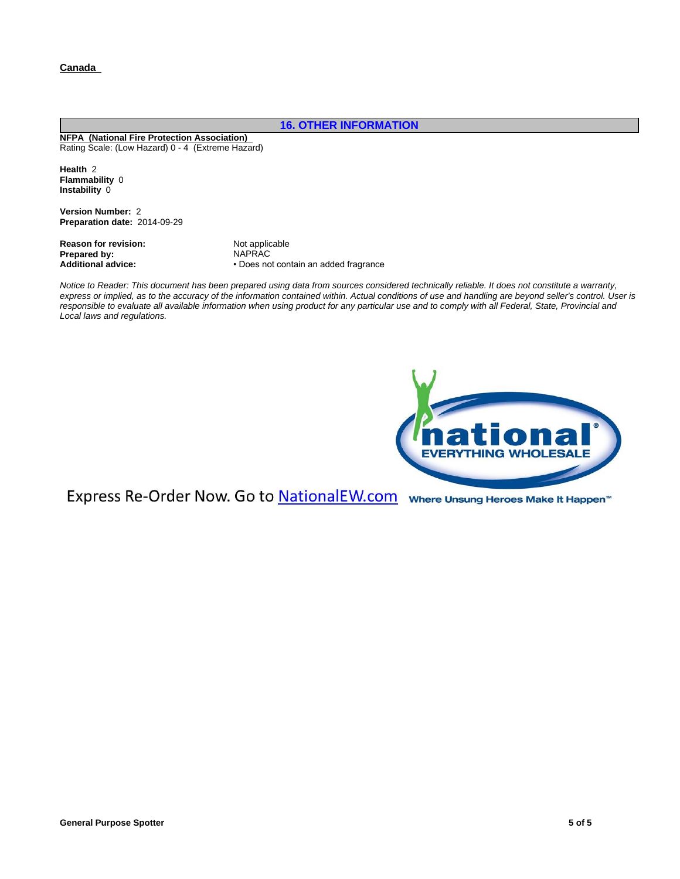**Canada**

## 16. OTHER INFORMATION

**NFPA (National Fire Protection Association)**
Rating Scale: (Low Hazard) 0 - 4 (Extreme Hazard)

**Health** 2
**Flammability** 0
**Instability** 0

**Version Number:** 2
**Preparation date:** 2014-09-29

**Reason for revision:** Not applicable
**Prepared by:** NAPRAC
**Additional advice:** • Does not contain an added fragrance

*Notice to Reader: This document has been prepared using data from sources considered technically reliable. It does not constitute a warranty, express or implied, as to the accuracy of the information contained within. Actual conditions of use and handling are beyond seller's control. User is responsible to evaluate all available information when using product for any particular use and to comply with all Federal, State, Provincial and Local laws and regulations.*

national® EVERYTHING WHOLESALE

Express Re-Order Now. Go to NationalEW.com Where Unsung Heroes Make It Happen™